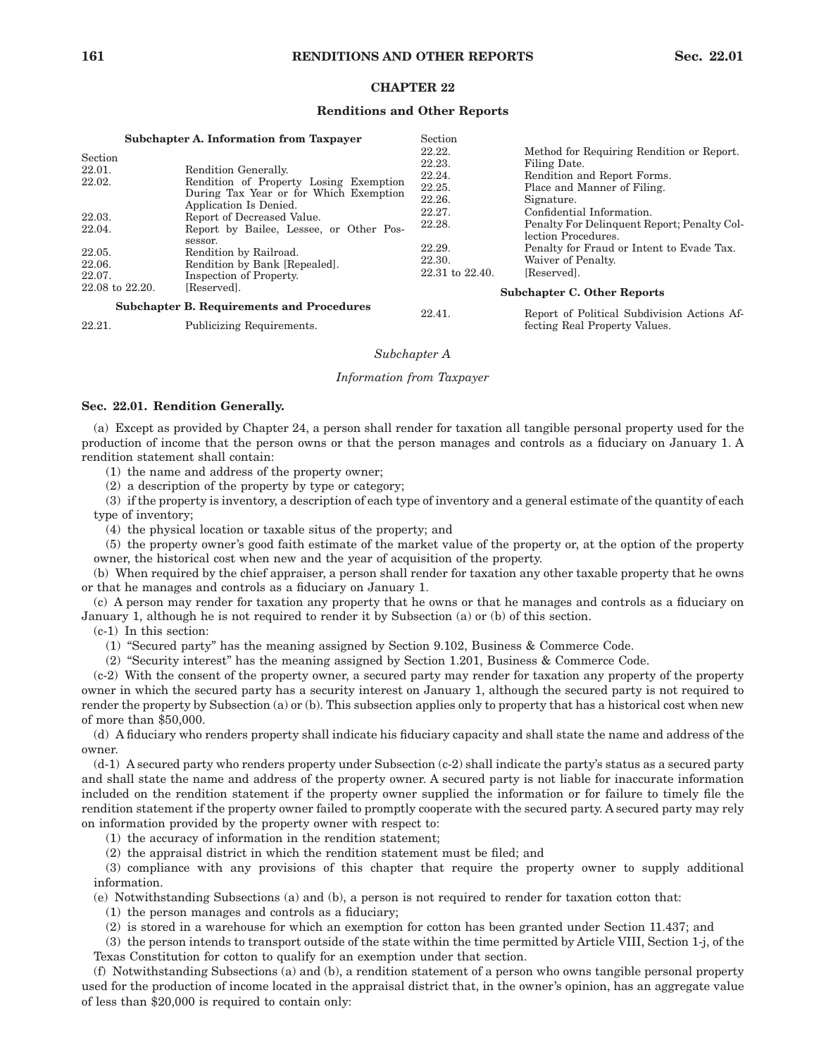# CHAPTER 22

## Renditions and Other Reports

**Subchapter A. Information from Taxpayer**

| Section | |
|---|---|
| 22.01. | Rendition Generally. |
| 22.02. | Rendition of Property Losing Exemption During Tax Year or for Which Exemption Application Is Denied. |
| 22.03. | Report of Decreased Value. |
| 22.04. | Report by Bailee, Lessee, or Other Possessor. |
| 22.05. | Rendition by Railroad. |
| 22.06. | Rendition by Bank [Repealed]. |
| 22.07. | Inspection of Property. |
| 22.08 to 22.20. | [Reserved]. |

**Subchapter B. Requirements and Procedures**

| Section | |
|---|---|
| 22.21. | Publicizing Requirements. |
| 22.22. | Method for Requiring Rendition or Report. |
| 22.23. | Filing Date. |
| 22.24. | Rendition and Report Forms. |
| 22.25. | Place and Manner of Filing. |
| 22.26. | Signature. |
| 22.27. | Confidential Information. |
| 22.28. | Penalty For Delinquent Report; Penalty Collection Procedures. |
| 22.29. | Penalty for Fraud or Intent to Evade Tax. |
| 22.30. | Waiver of Penalty. |
| 22.31 to 22.40. | [Reserved]. |

**Subchapter C. Other Reports**

| Section | |
|---|---|
| 22.41. | Report of Political Subdivision Actions Affecting Real Property Values. |

*Subchapter A*

*Information from Taxpayer*

### Sec. 22.01. Rendition Generally.

(a) Except as provided by Chapter 24, a person shall render for taxation all tangible personal property used for the production of income that the person owns or that the person manages and controls as a fiduciary on January 1. A rendition statement shall contain:

(1) the name and address of the property owner;

(2) a description of the property by type or category;

(3) if the property is inventory, a description of each type of inventory and a general estimate of the quantity of each type of inventory;

(4) the physical location or taxable situs of the property; and

(5) the property owner's good faith estimate of the market value of the property or, at the option of the property owner, the historical cost when new and the year of acquisition of the property.

(b) When required by the chief appraiser, a person shall render for taxation any other taxable property that he owns or that he manages and controls as a fiduciary on January 1.

(c) A person may render for taxation any property that he owns or that he manages and controls as a fiduciary on January 1, although he is not required to render it by Subsection (a) or (b) of this section.

(c-1) In this section:

(1) "Secured party" has the meaning assigned by Section 9.102, Business & Commerce Code.

(2) "Security interest" has the meaning assigned by Section 1.201, Business & Commerce Code.

(c-2) With the consent of the property owner, a secured party may render for taxation any property of the property owner in which the secured party has a security interest on January 1, although the secured party is not required to render the property by Subsection (a) or (b). This subsection applies only to property that has a historical cost when new of more than $50,000.

(d) A fiduciary who renders property shall indicate his fiduciary capacity and shall state the name and address of the owner.

(d-1) A secured party who renders property under Subsection (c-2) shall indicate the party's status as a secured party and shall state the name and address of the property owner. A secured party is not liable for inaccurate information included on the rendition statement if the property owner supplied the information or for failure to timely file the rendition statement if the property owner failed to promptly cooperate with the secured party. A secured party may rely on information provided by the property owner with respect to:

(1) the accuracy of information in the rendition statement;

(2) the appraisal district in which the rendition statement must be filed; and

(3) compliance with any provisions of this chapter that require the property owner to supply additional information.

(e) Notwithstanding Subsections (a) and (b), a person is not required to render for taxation cotton that:

(1) the person manages and controls as a fiduciary;

(2) is stored in a warehouse for which an exemption for cotton has been granted under Section 11.437; and

(3) the person intends to transport outside of the state within the time permitted by Article VIII, Section 1-j, of the Texas Constitution for cotton to qualify for an exemption under that section.

(f) Notwithstanding Subsections (a) and (b), a rendition statement of a person who owns tangible personal property used for the production of income located in the appraisal district that, in the owner's opinion, has an aggregate value of less than $20,000 is required to contain only: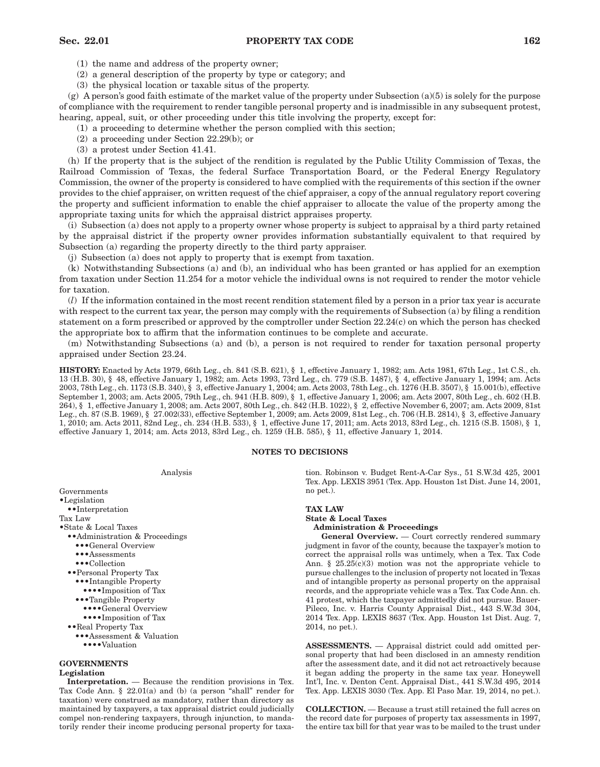(1) the name and address of the property owner;

(2) a general description of the property by type or category; and

(3) the physical location or taxable situs of the property.

(g) A person's good faith estimate of the market value of the property under Subsection (a)(5) is solely for the purpose of compliance with the requirement to render tangible personal property and is inadmissible in any subsequent protest, hearing, appeal, suit, or other proceeding under this title involving the property, except for:

(1) a proceeding to determine whether the person complied with this section;

(2) a proceeding under Section 22.29(b); or

(3) a protest under Section 41.41.

(h) If the property that is the subject of the rendition is regulated by the Public Utility Commission of Texas, the Railroad Commission of Texas, the federal Surface Transportation Board, or the Federal Energy Regulatory Commission, the owner of the property is considered to have complied with the requirements of this section if the owner provides to the chief appraiser, on written request of the chief appraiser, a copy of the annual regulatory report covering the property and sufficient information to enable the chief appraiser to allocate the value of the property among the appropriate taxing units for which the appraisal district appraises property.

(i) Subsection (a) does not apply to a property owner whose property is subject to appraisal by a third party retained by the appraisal district if the property owner provides information substantially equivalent to that required by Subsection (a) regarding the property directly to the third party appraiser.

(j) Subsection (a) does not apply to property that is exempt from taxation.

(k) Notwithstanding Subsections (a) and (b), an individual who has been granted or has applied for an exemption from taxation under Section 11.254 for a motor vehicle the individual owns is not required to render the motor vehicle for taxation.

(*l*) If the information contained in the most recent rendition statement filed by a person in a prior tax year is accurate with respect to the current tax year, the person may comply with the requirements of Subsection (a) by filing a rendition statement on a form prescribed or approved by the comptroller under Section 22.24(c) on which the person has checked the appropriate box to affirm that the information continues to be complete and accurate.

(m) Notwithstanding Subsections (a) and (b), a person is not required to render for taxation personal property appraised under Section 23.24.

**HISTORY:** Enacted by Acts 1979, 66th Leg., ch. 841 (S.B. 621), § 1, effective January 1, 1982; am. Acts 1981, 67th Leg., 1st C.S., ch. 13 (H.B. 30), § 48, effective January 1, 1982; am. Acts 1993, 73rd Leg., ch. 779 (S.B. 1487), § 4, effective January 1, 1994; am. Acts 2003, 78th Leg., ch. 1173 (S.B. 340), § 3, effective January 1, 2004; am. Acts 2003, 78th Leg., ch. 1276 (H.B. 3507), § 15.001(b), effective September 1, 2003; am. Acts 2005, 79th Leg., ch. 941 (H.B. 809), § 1, effective January 1, 2006; am. Acts 2007, 80th Leg., ch. 602 (H.B. 264), § 1, effective January 1, 2008; am. Acts 2007, 80th Leg., ch. 842 (H.B. 1022), § 2, effective November 6, 2007; am. Acts 2009, 81st Leg., ch. 87 (S.B. 1969), § 27.002(33), effective September 1, 2009; am. Acts 2009, 81st Leg., ch. 706 (H.B. 2814), § 3, effective January 1, 2010; am. Acts 2011, 82nd Leg., ch. 234 (H.B. 533), § 1, effective June 17, 2011; am. Acts 2013, 83rd Leg., ch. 1215 (S.B. 1508), § 1, effective January 1, 2014; am. Acts 2013, 83rd Leg., ch. 1259 (H.B. 585), § 11, effective January 1, 2014.

## NOTES TO DECISIONS

Analysis

Governments
- Legislation
  - Interpretation

Tax Law
- State & Local Taxes
  - Administration & Proceedings
    - General Overview
    - Assessments
    - Collection
  - Personal Property Tax
    - Intangible Property
      - Imposition of Tax
    - Tangible Property
      - General Overview
      - Imposition of Tax
  - Real Property Tax
    - Assessment & Valuation
      - Valuation

### GOVERNMENTS

#### Legislation

**Interpretation.** — Because the rendition provisions in Tex. Tax Code Ann. § 22.01(a) and (b) (a person "shall" render for taxation) were construed as mandatory, rather than directory as maintained by taxpayers, a tax appraisal district could judicially compel non-rendering taxpayers, through injunction, to mandatorily render their income producing personal property for taxation. Robinson v. Budget Rent-A-Car Sys., 51 S.W.3d 425, 2001 Tex. App. LEXIS 3951 (Tex. App. Houston 1st Dist. June 14, 2001, no pet.).

### TAX LAW

#### State & Local Taxes

##### Administration & Proceedings

**General Overview.** — Court correctly rendered summary judgment in favor of the county, because the taxpayer's motion to correct the appraisal rolls was untimely, when a Tex. Tax Code Ann. § 25.25(c)(3) motion was not the appropriate vehicle to pursue challenges to the inclusion of property not located in Texas and of intangible property as personal property on the appraisal records, and the appropriate vehicle was a Tex. Tax Code Ann. ch. 41 protest, which the taxpayer admittedly did not pursue. Bauer-Pileco, Inc. v. Harris County Appraisal Dist., 443 S.W.3d 304, 2014 Tex. App. LEXIS 8637 (Tex. App. Houston 1st Dist. Aug. 7, 2014, no pet.).

**ASSESSMENTS.** — Appraisal district could add omitted personal property that had been disclosed in an amnesty rendition after the assessment date, and it did not act retroactively because it began adding the property in the same tax year. Honeywell Int'l, Inc. v. Denton Cent. Appraisal Dist., 441 S.W.3d 495, 2014 Tex. App. LEXIS 3030 (Tex. App. El Paso Mar. 19, 2014, no pet.).

**COLLECTION.** — Because a trust still retained the full acres on the record date for purposes of property tax assessments in 1997, the entire tax bill for that year was to be mailed to the trust under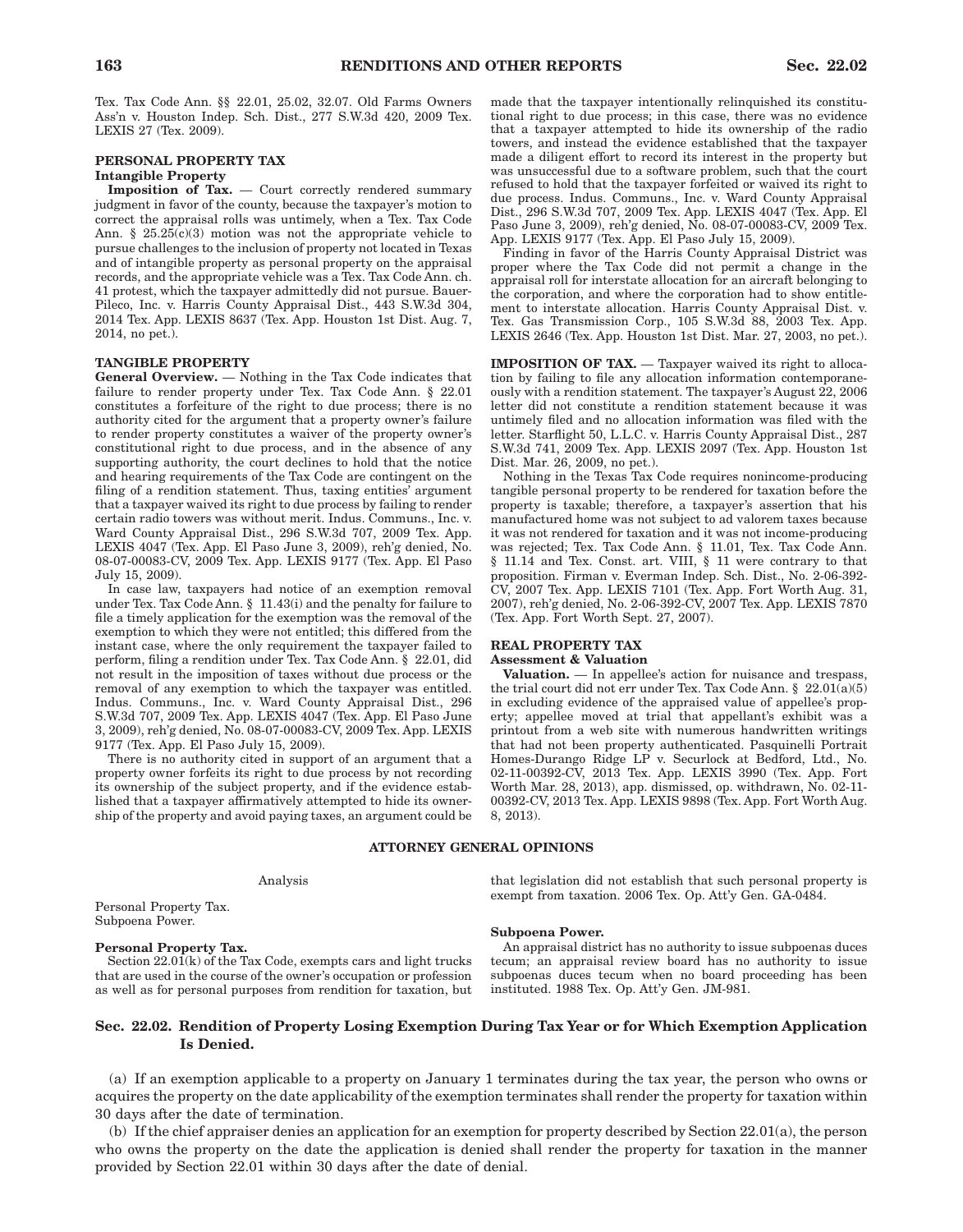Tex. Tax Code Ann. §§ 22.01, 25.02, 32.07. Old Farms Owners Ass'n v. Houston Indep. Sch. Dist., 277 S.W.3d 420, 2009 Tex. LEXIS 27 (Tex. 2009).

### PERSONAL PROPERTY TAX

#### Intangible Property

**Imposition of Tax.** — Court correctly rendered summary judgment in favor of the county, because the taxpayer's motion to correct the appraisal rolls was untimely, when a Tex. Tax Code Ann. § 25.25(c)(3) motion was not the appropriate vehicle to pursue challenges to the inclusion of property not located in Texas and of intangible property as personal property on the appraisal records, and the appropriate vehicle was a Tex. Tax Code Ann. ch. 41 protest, which the taxpayer admittedly did not pursue. Bauer-Pileco, Inc. v. Harris County Appraisal Dist., 443 S.W.3d 304, 2014 Tex. App. LEXIS 8637 (Tex. App. Houston 1st Dist. Aug. 7, 2014, no pet.).

### TANGIBLE PROPERTY

**General Overview.** — Nothing in the Tax Code indicates that failure to render property under Tex. Tax Code Ann. § 22.01 constitutes a forfeiture of the right to due process; there is no authority cited for the argument that a property owner's failure to render property constitutes a waiver of the property owner's constitutional right to due process, and in the absence of any supporting authority, the court declines to hold that the notice and hearing requirements of the Tax Code are contingent on the filing of a rendition statement. Thus, taxing entities' argument that a taxpayer waived its right to due process by failing to render certain radio towers was without merit. Indus. Communs., Inc. v. Ward County Appraisal Dist., 296 S.W.3d 707, 2009 Tex. App. LEXIS 4047 (Tex. App. El Paso June 3, 2009), reh'g denied, No. 08-07-00083-CV, 2009 Tex. App. LEXIS 9177 (Tex. App. El Paso July 15, 2009).

In case law, taxpayers had notice of an exemption removal under Tex. Tax Code Ann. § 11.43(i) and the penalty for failure to file a timely application for the exemption was the removal of the exemption to which they were not entitled; this differed from the instant case, where the only requirement the taxpayer failed to perform, filing a rendition under Tex. Tax Code Ann. § 22.01, did not result in the imposition of taxes without due process or the removal of any exemption to which the taxpayer was entitled. Indus. Communs., Inc. v. Ward County Appraisal Dist., 296 S.W.3d 707, 2009 Tex. App. LEXIS 4047 (Tex. App. El Paso June 3, 2009), reh'g denied, No. 08-07-00083-CV, 2009 Tex. App. LEXIS 9177 (Tex. App. El Paso July 15, 2009).

There is no authority cited in support of an argument that a property owner forfeits its right to due process by not recording its ownership of the subject property, and if the evidence established that a taxpayer affirmatively attempted to hide its ownership of the property and avoid paying taxes, an argument could be made that the taxpayer intentionally relinquished its constitutional right to due process; in this case, there was no evidence that a taxpayer attempted to hide its ownership of the radio towers, and instead the evidence established that the taxpayer made a diligent effort to record its interest in the property but was unsuccessful due to a software problem, such that the court refused to hold that the taxpayer forfeited or waived its right to due process. Indus. Communs., Inc. v. Ward County Appraisal Dist., 296 S.W.3d 707, 2009 Tex. App. LEXIS 4047 (Tex. App. El Paso June 3, 2009), reh'g denied, No. 08-07-00083-CV, 2009 Tex. App. LEXIS 9177 (Tex. App. El Paso July 15, 2009).

Finding in favor of the Harris County Appraisal District was proper where the Tax Code did not permit a change in the appraisal roll for interstate allocation for an aircraft belonging to the corporation, and where the corporation had to show entitlement to interstate allocation. Harris County Appraisal Dist. v. Tex. Gas Transmission Corp., 105 S.W.3d 88, 2003 Tex. App. LEXIS 2646 (Tex. App. Houston 1st Dist. Mar. 27, 2003, no pet.).

**IMPOSITION OF TAX.** — Taxpayer waived its right to allocation by failing to file any allocation information contemporaneously with a rendition statement. The taxpayer's August 22, 2006 letter did not constitute a rendition statement because it was untimely filed and no allocation information was filed with the letter. Starflight 50, L.L.C. v. Harris County Appraisal Dist., 287 S.W.3d 741, 2009 Tex. App. LEXIS 2097 (Tex. App. Houston 1st Dist. Mar. 26, 2009, no pet.).

Nothing in the Texas Tax Code requires nonincome-producing tangible personal property to be rendered for taxation before the property is taxable; therefore, a taxpayer's assertion that his manufactured home was not subject to ad valorem taxes because it was not rendered for taxation and it was not income-producing was rejected; Tex. Tax Code Ann. § 11.01, Tex. Tax Code Ann. § 11.14 and Tex. Const. art. VIII, § 11 were contrary to that proposition. Firman v. Everman Indep. Sch. Dist., No. 2-06-392-CV, 2007 Tex. App. LEXIS 7101 (Tex. App. Fort Worth Aug. 31, 2007), reh'g denied, No. 2-06-392-CV, 2007 Tex. App. LEXIS 7870 (Tex. App. Fort Worth Sept. 27, 2007).

### REAL PROPERTY TAX

#### Assessment & Valuation

**Valuation.** — In appellee's action for nuisance and trespass, the trial court did not err under Tex. Tax Code Ann. § 22.01(a)(5) in excluding evidence of the appraised value of appellee's property; appellee moved at trial that appellant's exhibit was a printout from a web site with numerous handwritten writings that had not been property authenticated. Pasquinelli Portrait Homes-Durango Ridge LP v. Securlock at Bedford, Ltd., No. 02-11-00392-CV, 2013 Tex. App. LEXIS 3990 (Tex. App. Fort Worth Mar. 28, 2013), app. dismissed, op. withdrawn, No. 02-11-00392-CV, 2013 Tex. App. LEXIS 9898 (Tex. App. Fort Worth Aug. 8, 2013).

## ATTORNEY GENERAL OPINIONS

Analysis

Personal Property Tax.
Subpoena Power.

**Personal Property Tax.**

Section 22.01(k) of the Tax Code, exempts cars and light trucks that are used in the course of the owner's occupation or profession as well as for personal purposes from rendition for taxation, but that legislation did not establish that such personal property is exempt from taxation. 2006 Tex. Op. Att'y Gen. GA-0484.

**Subpoena Power.**

An appraisal district has no authority to issue subpoenas duces tecum; an appraisal review board has no authority to issue subpoenas duces tecum when no board proceeding has been instituted. 1988 Tex. Op. Att'y Gen. JM-981.

## Sec. 22.02. Rendition of Property Losing Exemption During Tax Year or for Which Exemption Application Is Denied.

(a) If an exemption applicable to a property on January 1 terminates during the tax year, the person who owns or acquires the property on the date applicability of the exemption terminates shall render the property for taxation within 30 days after the date of termination.

(b) If the chief appraiser denies an application for an exemption for property described by Section 22.01(a), the person who owns the property on the date the application is denied shall render the property for taxation in the manner provided by Section 22.01 within 30 days after the date of denial.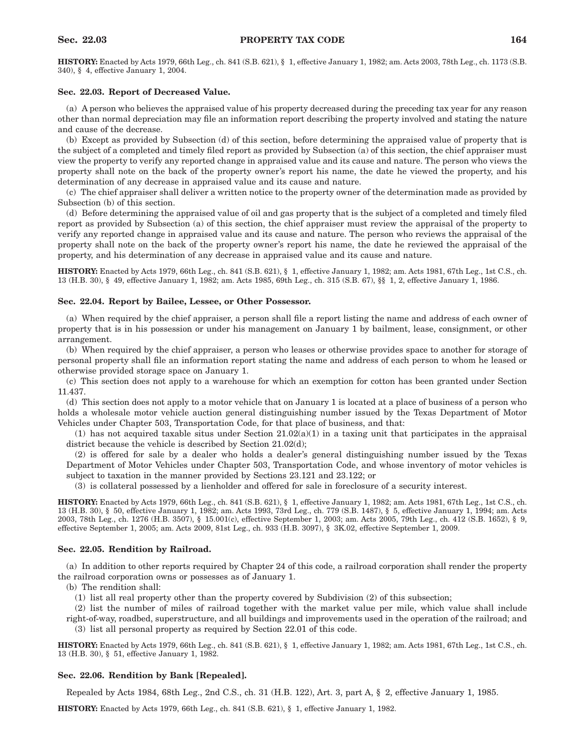**HISTORY:** Enacted by Acts 1979, 66th Leg., ch. 841 (S.B. 621), § 1, effective January 1, 1982; am. Acts 2003, 78th Leg., ch. 1173 (S.B. 340), § 4, effective January 1, 2004.

### Sec. 22.03. Report of Decreased Value.

(a) A person who believes the appraised value of his property decreased during the preceding tax year for any reason other than normal depreciation may file an information report describing the property involved and stating the nature and cause of the decrease.

(b) Except as provided by Subsection (d) of this section, before determining the appraised value of property that is the subject of a completed and timely filed report as provided by Subsection (a) of this section, the chief appraiser must view the property to verify any reported change in appraised value and its cause and nature. The person who views the property shall note on the back of the property owner's report his name, the date he viewed the property, and his determination of any decrease in appraised value and its cause and nature.

(c) The chief appraiser shall deliver a written notice to the property owner of the determination made as provided by Subsection (b) of this section.

(d) Before determining the appraised value of oil and gas property that is the subject of a completed and timely filed report as provided by Subsection (a) of this section, the chief appraiser must review the appraisal of the property to verify any reported change in appraised value and its cause and nature. The person who reviews the appraisal of the property shall note on the back of the property owner's report his name, the date he reviewed the appraisal of the property, and his determination of any decrease in appraised value and its cause and nature.

**HISTORY:** Enacted by Acts 1979, 66th Leg., ch. 841 (S.B. 621), § 1, effective January 1, 1982; am. Acts 1981, 67th Leg., 1st C.S., ch. 13 (H.B. 30), § 49, effective January 1, 1982; am. Acts 1985, 69th Leg., ch. 315 (S.B. 67), §§ 1, 2, effective January 1, 1986.

### Sec. 22.04. Report by Bailee, Lessee, or Other Possessor.

(a) When required by the chief appraiser, a person shall file a report listing the name and address of each owner of property that is in his possession or under his management on January 1 by bailment, lease, consignment, or other arrangement.

(b) When required by the chief appraiser, a person who leases or otherwise provides space to another for storage of personal property shall file an information report stating the name and address of each person to whom he leased or otherwise provided storage space on January 1.

(c) This section does not apply to a warehouse for which an exemption for cotton has been granted under Section 11.437.

(d) This section does not apply to a motor vehicle that on January 1 is located at a place of business of a person who holds a wholesale motor vehicle auction general distinguishing number issued by the Texas Department of Motor Vehicles under Chapter 503, Transportation Code, for that place of business, and that:

(1) has not acquired taxable situs under Section 21.02(a)(1) in a taxing unit that participates in the appraisal district because the vehicle is described by Section 21.02(d);

(2) is offered for sale by a dealer who holds a dealer's general distinguishing number issued by the Texas Department of Motor Vehicles under Chapter 503, Transportation Code, and whose inventory of motor vehicles is subject to taxation in the manner provided by Sections 23.121 and 23.122; or

(3) is collateral possessed by a lienholder and offered for sale in foreclosure of a security interest.

**HISTORY:** Enacted by Acts 1979, 66th Leg., ch. 841 (S.B. 621), § 1, effective January 1, 1982; am. Acts 1981, 67th Leg., 1st C.S., ch. 13 (H.B. 30), § 50, effective January 1, 1982; am. Acts 1993, 73rd Leg., ch. 779 (S.B. 1487), § 5, effective January 1, 1994; am. Acts 2003, 78th Leg., ch. 1276 (H.B. 3507), § 15.001(c), effective September 1, 2003; am. Acts 2005, 79th Leg., ch. 412 (S.B. 1652), § 9, effective September 1, 2005; am. Acts 2009, 81st Leg., ch. 933 (H.B. 3097), § 3K.02, effective September 1, 2009.

### Sec. 22.05. Rendition by Railroad.

(a) In addition to other reports required by Chapter 24 of this code, a railroad corporation shall render the property the railroad corporation owns or possesses as of January 1.

(b) The rendition shall:

(1) list all real property other than the property covered by Subdivision (2) of this subsection;

(2) list the number of miles of railroad together with the market value per mile, which value shall include right-of-way, roadbed, superstructure, and all buildings and improvements used in the operation of the railroad; and

(3) list all personal property as required by Section 22.01 of this code.

**HISTORY:** Enacted by Acts 1979, 66th Leg., ch. 841 (S.B. 621), § 1, effective January 1, 1982; am. Acts 1981, 67th Leg., 1st C.S., ch. 13 (H.B. 30), § 51, effective January 1, 1982.

### Sec. 22.06. Rendition by Bank [Repealed].

Repealed by Acts 1984, 68th Leg., 2nd C.S., ch. 31 (H.B. 122), Art. 3, part A, § 2, effective January 1, 1985.

**HISTORY:** Enacted by Acts 1979, 66th Leg., ch. 841 (S.B. 621), § 1, effective January 1, 1982.